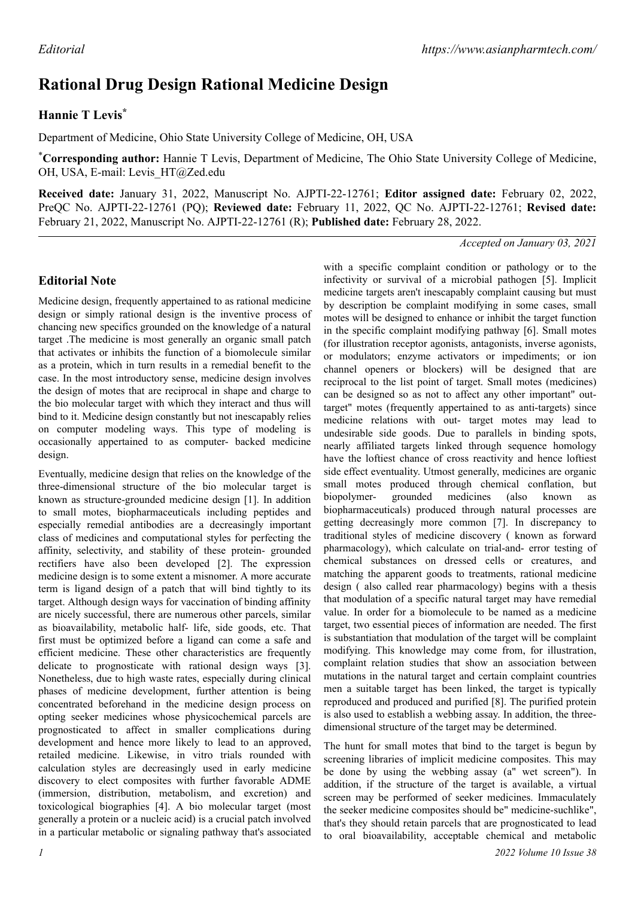# Rational Drug Design Rational Medicine Design

## Hannie T Levis*

Department of Medicine, Ohio State University College of Medicine, OH, USA

***Corresponding author:** Hannie T Levis, Department of Medicine, The Ohio State University College of Medicine, OH, USA, E-mail: Levis_HT@Zed.edu

**Received date:** January 31, 2022, Manuscript No. AJPTI-22-12761; **Editor assigned date:** February 02, 2022, PreQC No. AJPTI-22-12761 (PQ); **Reviewed date:** February 11, 2022, QC No. AJPTI-22-12761; **Revised date:** February 21, 2022, Manuscript No. AJPTI-22-12761 (R); **Published date:** February 28, 2022.

*Accepted on January 03, 2021*

## Editorial Note

Medicine design, frequently appertained to as rational medicine design or simply rational design is the inventive process of chancing new specifics grounded on the knowledge of a natural target .The medicine is most generally an organic small patch that activates or inhibits the function of a biomolecule similar as a protein, which in turn results in a remedial benefit to the case. In the most introductory sense, medicine design involves the design of motes that are reciprocal in shape and charge to the bio molecular target with which they interact and thus will bind to it. Medicine design constantly but not inescapably relies on computer modeling ways. This type of modeling is occasionally appertained to as computer- backed medicine design.

Eventually, medicine design that relies on the knowledge of the three-dimensional structure of the bio molecular target is known as structure-grounded medicine design [1]. In addition to small motes, biopharmaceuticals including peptides and especially remedial antibodies are a decreasingly important class of medicines and computational styles for perfecting the affinity, selectivity, and stability of these protein- grounded rectifiers have also been developed [2]. The expression medicine design is to some extent a misnomer. A more accurate term is ligand design of a patch that will bind tightly to its target. Although design ways for vaccination of binding affinity are nicely successful, there are numerous other parcels, similar as bioavailability, metabolic half- life, side goods, etc. That first must be optimized before a ligand can come a safe and efficient medicine. These other characteristics are frequently delicate to prognosticate with rational design ways [3]. Nonetheless, due to high waste rates, especially during clinical phases of medicine development, further attention is being concentrated beforehand in the medicine design process on opting seeker medicines whose physicochemical parcels are prognosticated to affect in smaller complications during development and hence more likely to lead to an approved, retailed medicine. Likewise, in vitro trials rounded with calculation styles are decreasingly used in early medicine discovery to elect composites with further favorable ADME (immersion, distribution, metabolism, and excretion) and toxicological biographies [4]. A bio molecular target (most generally a protein or a nucleic acid) is a crucial patch involved in a particular metabolic or signaling pathway that's associated with a specific complaint condition or pathology or to the infectivity or survival of a microbial pathogen [5]. Implicit medicine targets aren't inescapably complaint causing but must by description be complaint modifying in some cases, small motes will be designed to enhance or inhibit the target function in the specific complaint modifying pathway [6]. Small motes (for illustration receptor agonists, antagonists, inverse agonists, or modulators; enzyme activators or impediments; or ion channel openers or blockers) will be designed that are reciprocal to the list point of target. Small motes (medicines) can be designed so as not to affect any other important" out- target" motes (frequently appertained to as anti-targets) since medicine relations with out- target motes may lead to undesirable side goods. Due to parallels in binding spots, nearly affiliated targets linked through sequence homology have the loftiest chance of cross reactivity and hence loftiest side effect eventuality. Utmost generally, medicines are organic small motes produced through chemical conflation, but biopolymer- grounded medicines (also known as biopharmaceuticals) produced through natural processes are getting decreasingly more common [7]. In discrepancy to traditional styles of medicine discovery ( known as forward pharmacology), which calculate on trial-and- error testing of chemical substances on dressed cells or creatures, and matching the apparent goods to treatments, rational medicine design ( also called rear pharmacology) begins with a thesis that modulation of a specific natural target may have remedial value. In order for a biomolecule to be named as a medicine target, two essential pieces of information are needed. The first is substantiation that modulation of the target will be complaint modifying. This knowledge may come from, for illustration, complaint relation studies that show an association between mutations in the natural target and certain complaint countries men a suitable target has been linked, the target is typically reproduced and produced and purified [8]. The purified protein is also used to establish a webbing assay. In addition, the three-dimensional structure of the target may be determined.

The hunt for small motes that bind to the target is begun by screening libraries of implicit medicine composites. This may be done by using the webbing assay (a" wet screen"). In addition, if the structure of the target is available, a virtual screen may be performed of seeker medicines. Immaculately the seeker medicine composites should be" medicine-suchlike", that's they should retain parcels that are prognosticated to lead to oral bioavailability, acceptable chemical and metabolic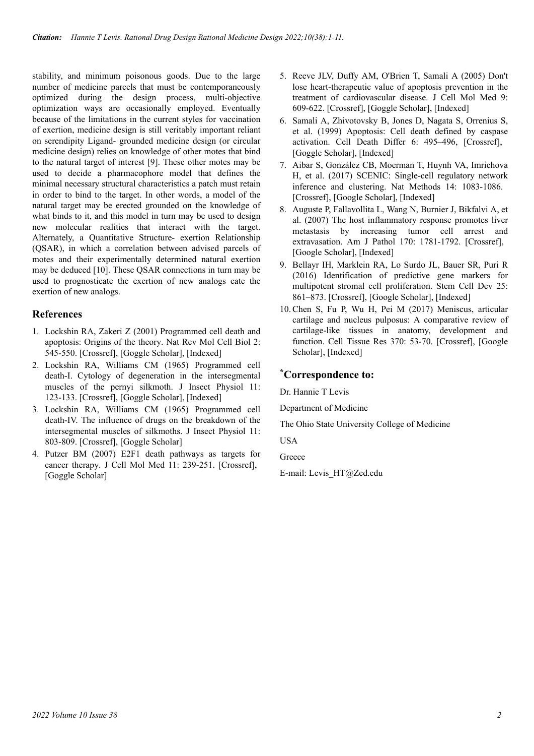stability, and minimum poisonous goods. Due to the large number of medicine parcels that must be contemporaneously optimized during the design process, multi-objective optimization ways are occasionally employed. Eventually because of the limitations in the current styles for vaccination of exertion, medicine design is still veritably important reliant on serendipity Ligand- grounded medicine design (or circular medicine design) relies on knowledge of other motes that bind to the natural target of interest [9]. These other motes may be used to decide a pharmacophore model that defines the minimal necessary structural characteristics a patch must retain in order to bind to the target. In other words, a model of the natural target may be erected grounded on the knowledge of what binds to it, and this model in turn may be used to design new molecular realities that interact with the target. Alternately, a Quantitative Structure- exertion Relationship (QSAR), in which a correlation between advised parcels of motes and their experimentally determined natural exertion may be deduced [10]. These QSAR connections in turn may be used to prognosticate the exertion of new analogs cate the exertion of new analogs.

## References

1. Lockshin RA, Zakeri Z (2001) Programmed cell death and apoptosis: Origins of the theory. Nat Rev Mol Cell Biol 2: 545-550. [Crossref], [Goggle Scholar], [Indexed]
2. Lockshin RA, Williams CM (1965) Programmed cell death-I. Cytology of degeneration in the intersegmental muscles of the pernyi silkmoth. J Insect Physiol 11: 123-133. [Crossref], [Goggle Scholar], [Indexed]
3. Lockshin RA, Williams CM (1965) Programmed cell death-IV. The influence of drugs on the breakdown of the intersegmental muscles of silkmoths. J Insect Physiol 11: 803-809. [Crossref], [Goggle Scholar]
4. Putzer BM (2007) E2F1 death pathways as targets for cancer therapy. J Cell Mol Med 11: 239-251. [Crossref], [Goggle Scholar]
5. Reeve JLV, Duffy AM, O'Brien T, Samali A (2005) Don't lose heart-therapeutic value of apoptosis prevention in the treatment of cardiovascular disease. J Cell Mol Med 9: 609-622. [Crossref], [Goggle Scholar], [Indexed]
6. Samali A, Zhivotovsky B, Jones D, Nagata S, Orrenius S, et al. (1999) Apoptosis: Cell death defined by caspase activation. Cell Death Differ 6: 495–496, [Crossref], [Goggle Scholar], [Indexed]
7. Aibar S, González CB, Moerman T, Huynh VA, Imrichova H, et al. (2017) SCENIC: Single-cell regulatory network inference and clustering. Nat Methods 14: 1083-1086. [Crossref], [Google Scholar], [Indexed]
8. Auguste P, Fallavollita L, Wang N, Burnier J, Bikfalvi A, et al. (2007) The host inflammatory response promotes liver metastasis by increasing tumor cell arrest and extravasation. Am J Pathol 170: 1781-1792. [Crossref], [Google Scholar], [Indexed]
9. Bellayr IH, Marklein RA, Lo Surdo JL, Bauer SR, Puri R (2016) Identification of predictive gene markers for multipotent stromal cell proliferation. Stem Cell Dev 25: 861–873. [Crossref], [Google Scholar], [Indexed]
10. Chen S, Fu P, Wu H, Pei M (2017) Meniscus, articular cartilage and nucleus pulposus: A comparative review of cartilage-like tissues in anatomy, development and function. Cell Tissue Res 370: 53-70. [Crossref], [Google Scholar], [Indexed]

### *Correspondence to:

Dr. Hannie T Levis

Department of Medicine

The Ohio State University College of Medicine

USA

Greece

E-mail: Levis_HT@Zed.edu